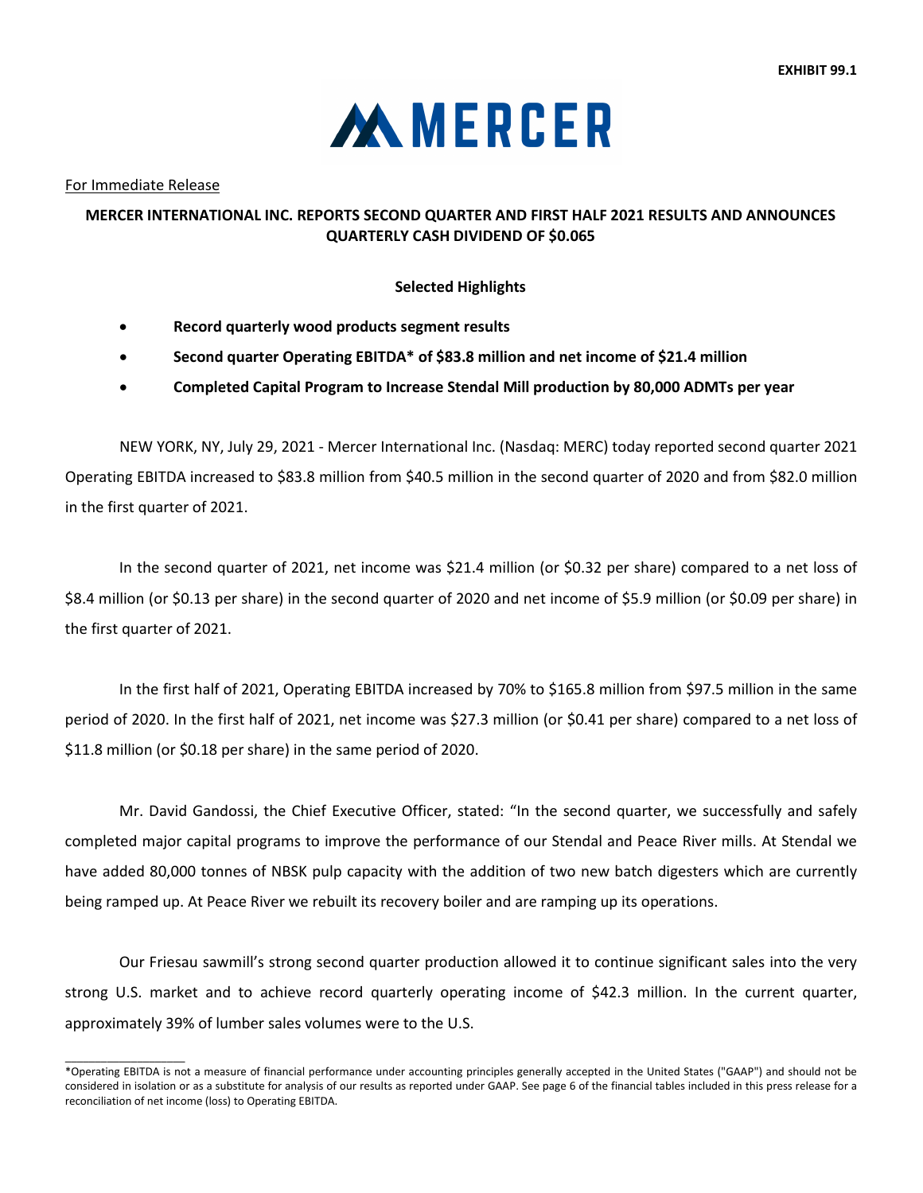**EXHIBIT 99.1**

MERCER

For Immediate Release

# MERCER INTERNATIONAL INC. REPORTS SECOND QUARTER AND FIRST HALF 2021 RESULTS AND ANNOUNCES QUARTERLY CASH DIVIDEND OF $0.065

## Selected Highlights

- **Record quarterly wood products segment results**
- **Second quarter Operating EBITDA* of $83.8 million and net income of $21.4 million**
- **Completed Capital Program to Increase Stendal Mill production by 80,000 ADMTs per year**

NEW YORK, NY, July 29, 2021 - Mercer International Inc. (Nasdaq: MERC) today reported second quarter 2021 Operating EBITDA increased to $83.8 million from $40.5 million in the second quarter of 2020 and from $82.0 million in the first quarter of 2021.

In the second quarter of 2021, net income was $21.4 million (or $0.32 per share) compared to a net loss of $8.4 million (or $0.13 per share) in the second quarter of 2020 and net income of $5.9 million (or $0.09 per share) in the first quarter of 2021.

In the first half of 2021, Operating EBITDA increased by 70% to $165.8 million from $97.5 million in the same period of 2020. In the first half of 2021, net income was $27.3 million (or $0.41 per share) compared to a net loss of $11.8 million (or $0.18 per share) in the same period of 2020.

Mr. David Gandossi, the Chief Executive Officer, stated: "In the second quarter, we successfully and safely completed major capital programs to improve the performance of our Stendal and Peace River mills. At Stendal we have added 80,000 tonnes of NBSK pulp capacity with the addition of two new batch digesters which are currently being ramped up. At Peace River we rebuilt its recovery boiler and are ramping up its operations.

Our Friesau sawmill's strong second quarter production allowed it to continue significant sales into the very strong U.S. market and to achieve record quarterly operating income of $42.3 million. In the current quarter, approximately 39% of lumber sales volumes were to the U.S.

---

*Operating EBITDA is not a measure of financial performance under accounting principles generally accepted in the United States ("GAAP") and should not be considered in isolation or as a substitute for analysis of our results as reported under GAAP. See page 6 of the financial tables included in this press release for a reconciliation of net income (loss) to Operating EBITDA.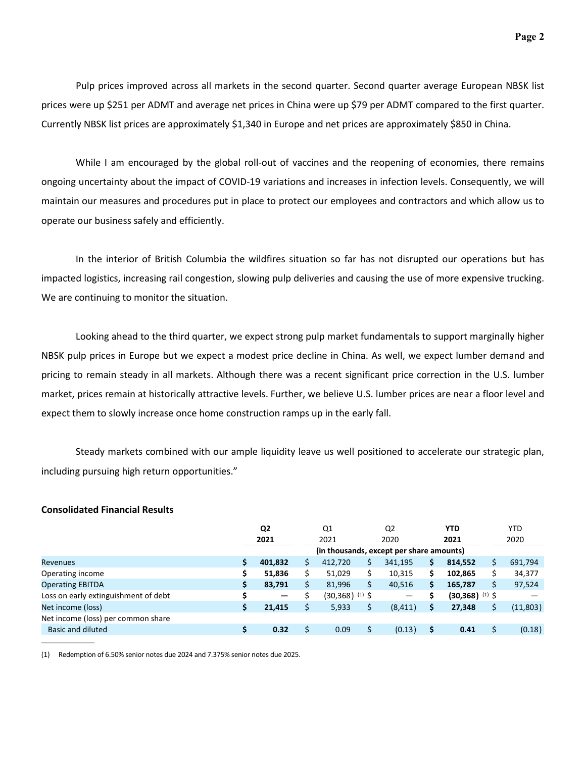Pulp prices improved across all markets in the second quarter. Second quarter average European NBSK list prices were up $251 per ADMT and average net prices in China were up $79 per ADMT compared to the first quarter. Currently NBSK list prices are approximately $1,340 in Europe and net prices are approximately $850 in China.

While I am encouraged by the global roll-out of vaccines and the reopening of economies, there remains ongoing uncertainty about the impact of COVID-19 variations and increases in infection levels. Consequently, we will maintain our measures and procedures put in place to protect our employees and contractors and which allow us to operate our business safely and efficiently.

In the interior of British Columbia the wildfires situation so far has not disrupted our operations but has impacted logistics, increasing rail congestion, slowing pulp deliveries and causing the use of more expensive trucking. We are continuing to monitor the situation.

Looking ahead to the third quarter, we expect strong pulp market fundamentals to support marginally higher NBSK pulp prices in Europe but we expect a modest price decline in China. As well, we expect lumber demand and pricing to remain steady in all markets. Although there was a recent significant price correction in the U.S. lumber market, prices remain at historically attractive levels. Further, we believe U.S. lumber prices are near a floor level and expect them to slowly increase once home construction ramps up in the early fall.

Steady markets combined with our ample liquidity leave us well positioned to accelerate our strategic plan, including pursuing high return opportunities."

**Consolidated Financial Results**

| | **Q2 2021** | Q1 2021 | Q2 2020 | **YTD 2021** | YTD 2020 |
|---|---|---|---|---|---|
| | (in thousands, except per share amounts) | | | | |
| Revenues | **$ 401,832** | $ 412,720 | $ 341,195 | **$ 814,552** | $ 691,794 |
| Operating income | **$ 51,836** | $ 51,029 | $ 10,315 | **$ 102,865** | $ 34,377 |
| Operating EBITDA | **$ 83,791** | $ 81,996 | $ 40,516 | **$ 165,787** | $ 97,524 |
| Loss on early extinguishment of debt | **$ —** | $ (30,368) [(1)] | $ — | **$ (30,368)** [(1)] | $ — |
| Net income (loss) | **$ 21,415** | $ 5,933 | $ (8,411) | **$ 27,348** | $ (11,803) |
| Net income (loss) per common share | | | | | |
| Basic and diluted | **$ 0.32** | $ 0.09 | $ (0.13) | **$ 0.41** | $ (0.18) |

(1) Redemption of 6.50% senior notes due 2024 and 7.375% senior notes due 2025.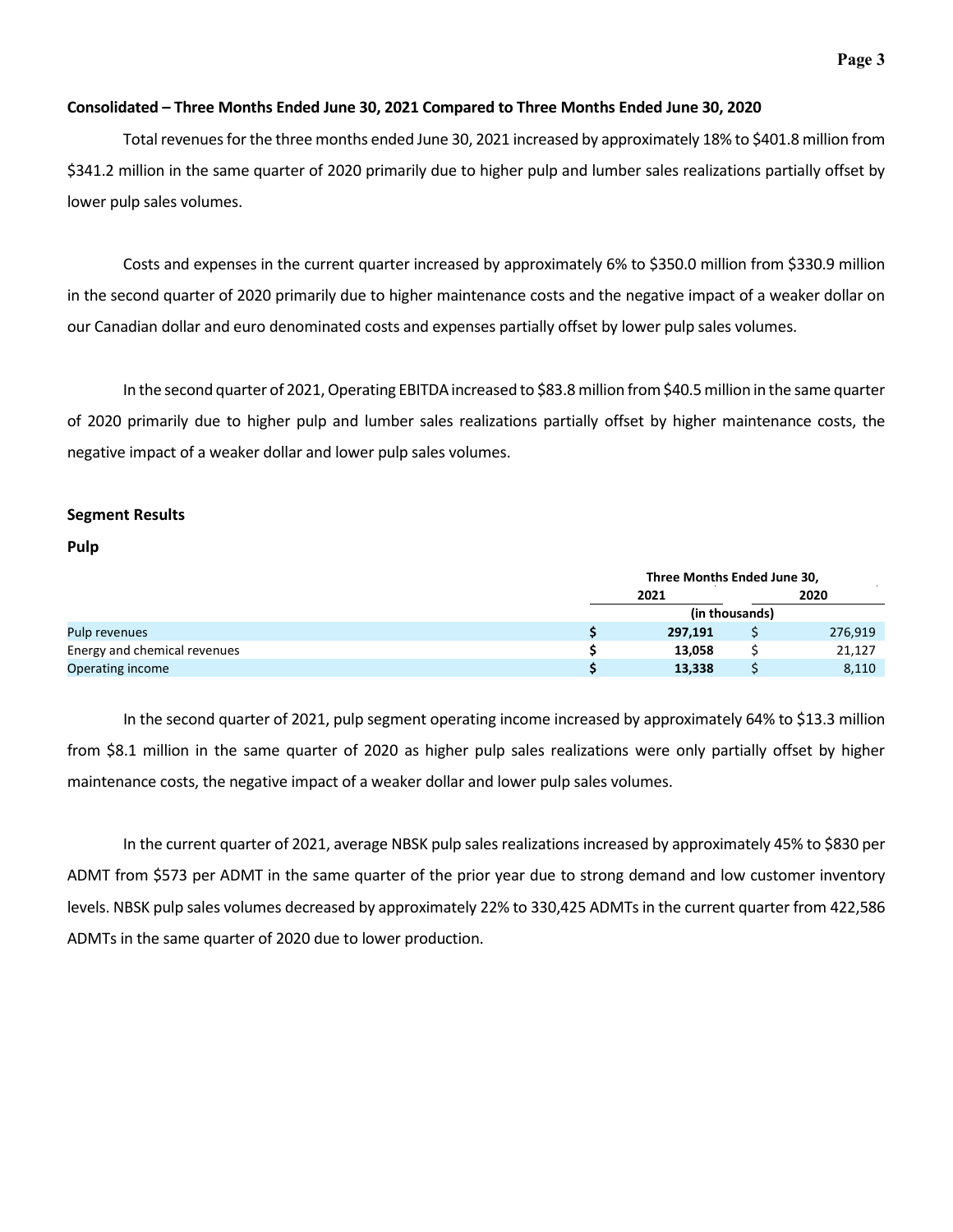**Consolidated – Three Months Ended June 30, 2021 Compared to Three Months Ended June 30, 2020**

Total revenues for the three months ended June 30, 2021 increased by approximately 18% to $401.8 million from $341.2 million in the same quarter of 2020 primarily due to higher pulp and lumber sales realizations partially offset by lower pulp sales volumes.

Costs and expenses in the current quarter increased by approximately 6% to $350.0 million from $330.9 million in the second quarter of 2020 primarily due to higher maintenance costs and the negative impact of a weaker dollar on our Canadian dollar and euro denominated costs and expenses partially offset by lower pulp sales volumes.

In the second quarter of 2021, Operating EBITDA increased to $83.8 million from $40.5 million in the same quarter of 2020 primarily due to higher pulp and lumber sales realizations partially offset by higher maintenance costs, the negative impact of a weaker dollar and lower pulp sales volumes.

**Segment Results**

**Pulp**

| | Three Months Ended June 30, | |
|---|---|---|
| | 2021 | 2020 |
| | (in thousands) | |
| Pulp revenues | **$ 297,191** | $ 276,919 |
| Energy and chemical revenues | **$ 13,058** | $ 21,127 |
| Operating income | **$ 13,338** | $ 8,110 |

In the second quarter of 2021, pulp segment operating income increased by approximately 64% to $13.3 million from $8.1 million in the same quarter of 2020 as higher pulp sales realizations were only partially offset by higher maintenance costs, the negative impact of a weaker dollar and lower pulp sales volumes.

In the current quarter of 2021, average NBSK pulp sales realizations increased by approximately 45% to $830 per ADMT from $573 per ADMT in the same quarter of the prior year due to strong demand and low customer inventory levels. NBSK pulp sales volumes decreased by approximately 22% to 330,425 ADMTs in the current quarter from 422,586 ADMTs in the same quarter of 2020 due to lower production.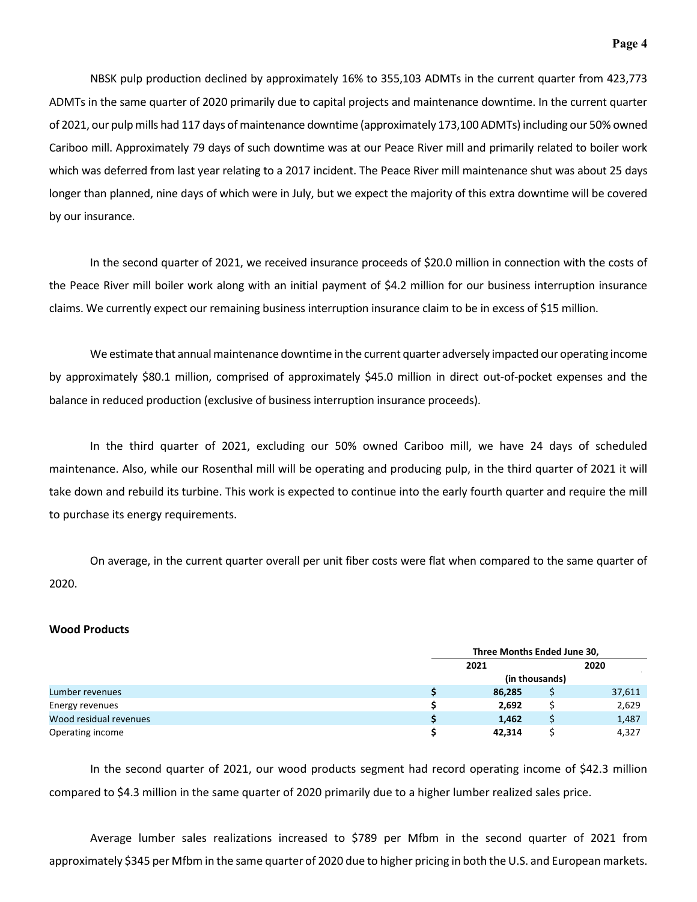NBSK pulp production declined by approximately 16% to 355,103 ADMTs in the current quarter from 423,773 ADMTs in the same quarter of 2020 primarily due to capital projects and maintenance downtime. In the current quarter of 2021, our pulp mills had 117 days of maintenance downtime (approximately 173,100 ADMTs) including our 50% owned Cariboo mill. Approximately 79 days of such downtime was at our Peace River mill and primarily related to boiler work which was deferred from last year relating to a 2017 incident. The Peace River mill maintenance shut was about 25 days longer than planned, nine days of which were in July, but we expect the majority of this extra downtime will be covered by our insurance.

In the second quarter of 2021, we received insurance proceeds of $20.0 million in connection with the costs of the Peace River mill boiler work along with an initial payment of $4.2 million for our business interruption insurance claims. We currently expect our remaining business interruption insurance claim to be in excess of $15 million.

We estimate that annual maintenance downtime in the current quarter adversely impacted our operating income by approximately $80.1 million, comprised of approximately $45.0 million in direct out-of-pocket expenses and the balance in reduced production (exclusive of business interruption insurance proceeds).

In the third quarter of 2021, excluding our 50% owned Cariboo mill, we have 24 days of scheduled maintenance. Also, while our Rosenthal mill will be operating and producing pulp, in the third quarter of 2021 it will take down and rebuild its turbine. This work is expected to continue into the early fourth quarter and require the mill to purchase its energy requirements.

On average, in the current quarter overall per unit fiber costs were flat when compared to the same quarter of 2020.

**Wood Products**

| | Three Months Ended June 30, | |
|---|---|---|
| | **2021** | **2020** |
| | (in thousands) | |
| Lumber revenues | **$ 86,285** | $ 37,611 |
| Energy revenues | **$ 2,692** | $ 2,629 |
| Wood residual revenues | **$ 1,462** | $ 1,487 |
| Operating income | **$ 42,314** | $ 4,327 |

In the second quarter of 2021, our wood products segment had record operating income of $42.3 million compared to $4.3 million in the same quarter of 2020 primarily due to a higher lumber realized sales price.

Average lumber sales realizations increased to $789 per Mfbm in the second quarter of 2021 from approximately $345 per Mfbm in the same quarter of 2020 due to higher pricing in both the U.S. and European markets.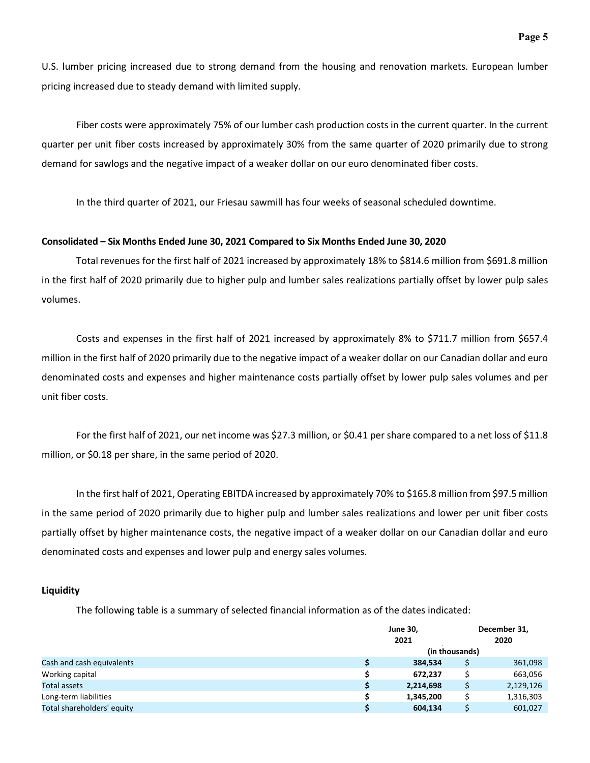U.S. lumber pricing increased due to strong demand from the housing and renovation markets. European lumber pricing increased due to steady demand with limited supply.

Fiber costs were approximately 75% of our lumber cash production costs in the current quarter. In the current quarter per unit fiber costs increased by approximately 30% from the same quarter of 2020 primarily due to strong demand for sawlogs and the negative impact of a weaker dollar on our euro denominated fiber costs.

In the third quarter of 2021, our Friesau sawmill has four weeks of seasonal scheduled downtime.

**Consolidated – Six Months Ended June 30, 2021 Compared to Six Months Ended June 30, 2020**

Total revenues for the first half of 2021 increased by approximately 18% to $814.6 million from $691.8 million in the first half of 2020 primarily due to higher pulp and lumber sales realizations partially offset by lower pulp sales volumes.

Costs and expenses in the first half of 2021 increased by approximately 8% to $711.7 million from $657.4 million in the first half of 2020 primarily due to the negative impact of a weaker dollar on our Canadian dollar and euro denominated costs and expenses and higher maintenance costs partially offset by lower pulp sales volumes and per unit fiber costs.

For the first half of 2021, our net income was $27.3 million, or $0.41 per share compared to a net loss of $11.8 million, or $0.18 per share, in the same period of 2020.

In the first half of 2021, Operating EBITDA increased by approximately 70% to $165.8 million from $97.5 million in the same period of 2020 primarily due to higher pulp and lumber sales realizations and lower per unit fiber costs partially offset by higher maintenance costs, the negative impact of a weaker dollar on our Canadian dollar and euro denominated costs and expenses and lower pulp and energy sales volumes.

**Liquidity**

The following table is a summary of selected financial information as of the dates indicated:

| | June 30, 2021 | December 31, 2020 |
|---|---|---|
| | (in thousands) | |
| Cash and cash equivalents | **$ 384,534** | $ 361,098 |
| Working capital | **$ 672,237** | $ 663,056 |
| Total assets | **$ 2,214,698** | $ 2,129,126 |
| Long-term liabilities | **$ 1,345,200** | $ 1,316,303 |
| Total shareholders' equity | **$ 604,134** | $ 601,027 |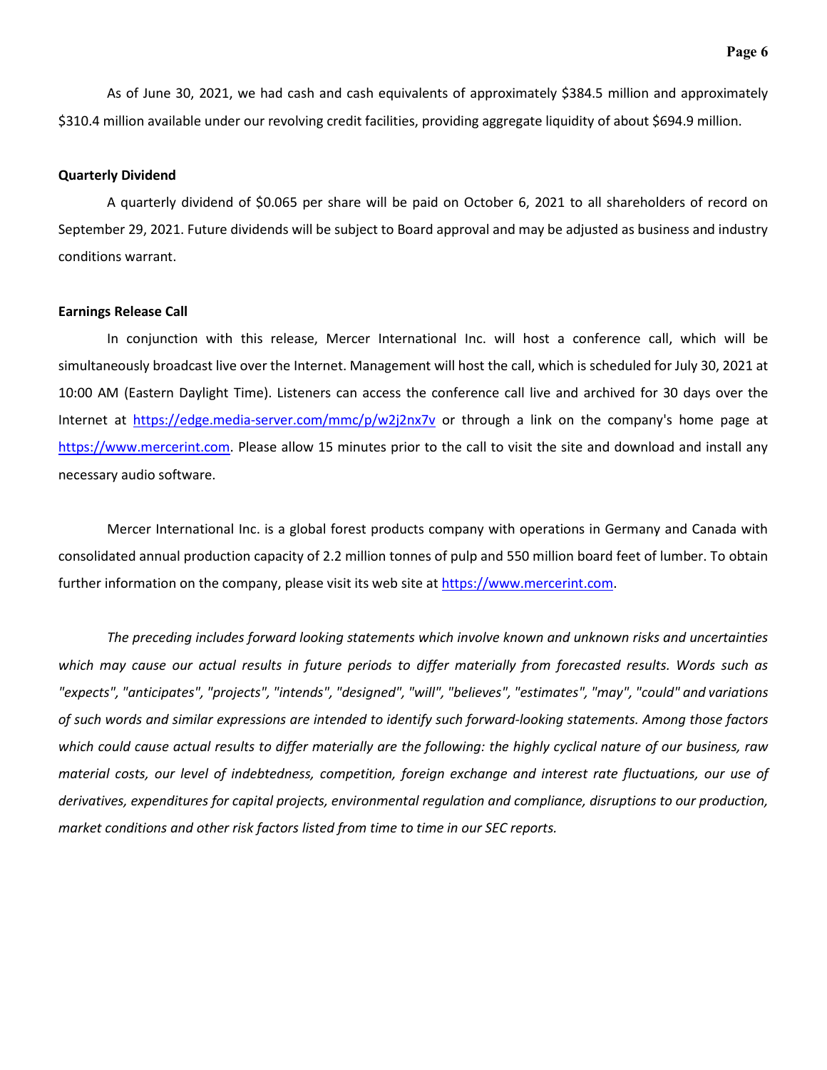As of June 30, 2021, we had cash and cash equivalents of approximately $384.5 million and approximately $310.4 million available under our revolving credit facilities, providing aggregate liquidity of about $694.9 million.

**Quarterly Dividend**

A quarterly dividend of $0.065 per share will be paid on October 6, 2021 to all shareholders of record on September 29, 2021. Future dividends will be subject to Board approval and may be adjusted as business and industry conditions warrant.

**Earnings Release Call**

In conjunction with this release, Mercer International Inc. will host a conference call, which will be simultaneously broadcast live over the Internet. Management will host the call, which is scheduled for July 30, 2021 at 10:00 AM (Eastern Daylight Time). Listeners can access the conference call live and archived for 30 days over the Internet at [https://edge.media-server.com/mmc/p/w2j2nx7v](https://edge.media-server.com/mmc/p/w2j2nx7v) or through a link on the company's home page at [https://www.mercerint.com](https://www.mercerint.com). Please allow 15 minutes prior to the call to visit the site and download and install any necessary audio software.

Mercer International Inc. is a global forest products company with operations in Germany and Canada with consolidated annual production capacity of 2.2 million tonnes of pulp and 550 million board feet of lumber. To obtain further information on the company, please visit its web site at [https://www.mercerint.com](https://www.mercerint.com).

*The preceding includes forward looking statements which involve known and unknown risks and uncertainties which may cause our actual results in future periods to differ materially from forecasted results. Words such as "expects", "anticipates", "projects", "intends", "designed", "will", "believes", "estimates", "may", "could" and variations of such words and similar expressions are intended to identify such forward-looking statements. Among those factors which could cause actual results to differ materially are the following: the highly cyclical nature of our business, raw material costs, our level of indebtedness, competition, foreign exchange and interest rate fluctuations, our use of derivatives, expenditures for capital projects, environmental regulation and compliance, disruptions to our production, market conditions and other risk factors listed from time to time in our SEC reports.*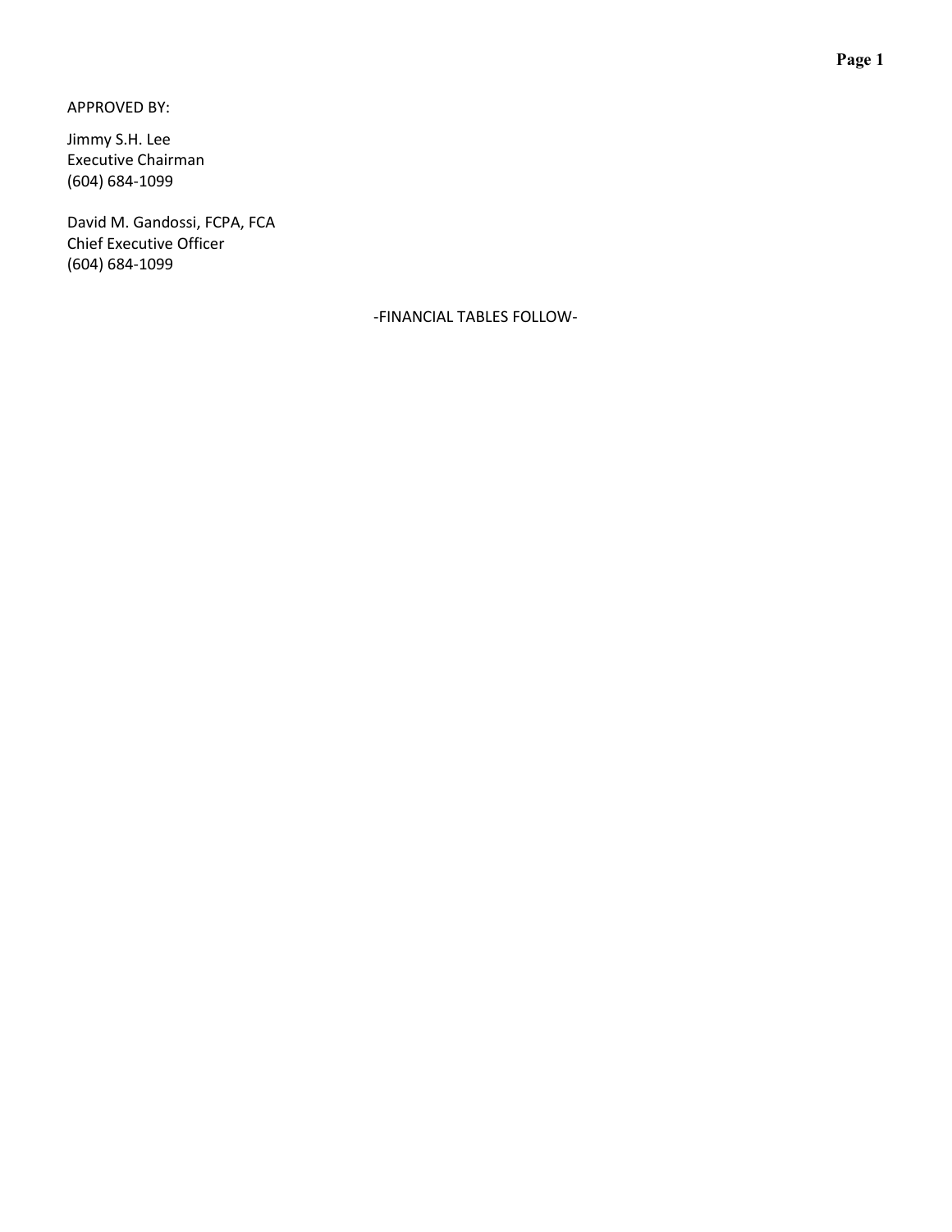APPROVED BY:

Jimmy S.H. Lee
Executive Chairman
(604) 684-1099

David M. Gandossi, FCPA, FCA
Chief Executive Officer
(604) 684-1099

-FINANCIAL TABLES FOLLOW-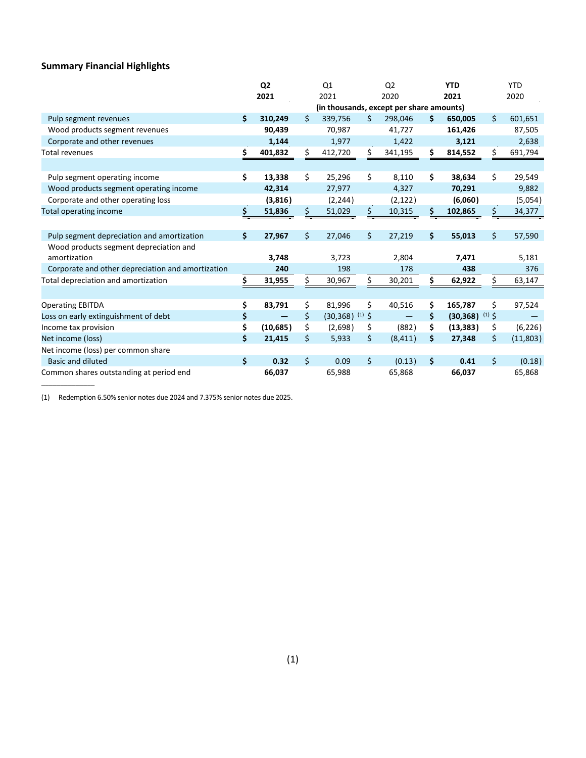## Summary Financial Highlights

| | Q2 2021 | Q1 2021 | Q2 2020 | YTD 2021 | YTD 2020 |
|---|---|---|---|---|---|
| | (in thousands, except per share amounts) | | | | |
| Pulp segment revenues | **$ 310,249** | $ 339,756 | $ 298,046 | **$ 650,005** | $ 601,651 |
| Wood products segment revenues | **90,439** | 70,987 | 41,727 | **161,426** | 87,505 |
| Corporate and other revenues | **1,144** | 1,977 | 1,422 | **3,121** | 2,638 |
| Total revenues | **$ 401,832** | $ 412,720 | $ 341,195 | **$ 814,552** | $ 691,794 |
| | | | | | |
| Pulp segment operating income | **$ 13,338** | $ 25,296 | $ 8,110 | **$ 38,634** | $ 29,549 |
| Wood products segment operating income | **42,314** | 27,977 | 4,327 | **70,291** | 9,882 |
| Corporate and other operating loss | **(3,816)** | (2,244) | (2,122) | **(6,060)** | (5,054) |
| Total operating income | **$ 51,836** | $ 51,029 | $ 10,315 | **$ 102,865** | $ 34,377 |
| | | | | | |
| Pulp segment depreciation and amortization | **$ 27,967** | $ 27,046 | $ 27,219 | **$ 55,013** | $ 57,590 |
| Wood products segment depreciation and amortization | **3,748** | 3,723 | 2,804 | **7,471** | 5,181 |
| Corporate and other depreciation and amortization | **240** | 198 | 178 | **438** | 376 |
| Total depreciation and amortization | **$ 31,955** | $ 30,967 | $ 30,201 | **$ 62,922** | $ 63,147 |
| | | | | | |
| Operating EBITDA | **$ 83,791** | $ 81,996 | $ 40,516 | **$ 165,787** | $ 97,524 |
| Loss on early extinguishment of debt | **$ —** | $ (30,368) (1) | $ — | **$ (30,368) (1)** | $ — |
| Income tax provision | **$ (10,685)** | $ (2,698) | $ (882) | **$ (13,383)** | $ (6,226) |
| Net income (loss) | **$ 21,415** | $ 5,933 | $ (8,411) | **$ 27,348** | $ (11,803) |
| Net income (loss) per common share | | | | | |
| Basic and diluted | **$ 0.32** | $ 0.09 | $ (0.13) | **$ 0.41** | $ (0.18) |
| Common shares outstanding at period end | **66,037** | 65,988 | 65,868 | **66,037** | 65,868 |

(1) Redemption 6.50% senior notes due 2024 and 7.375% senior notes due 2025.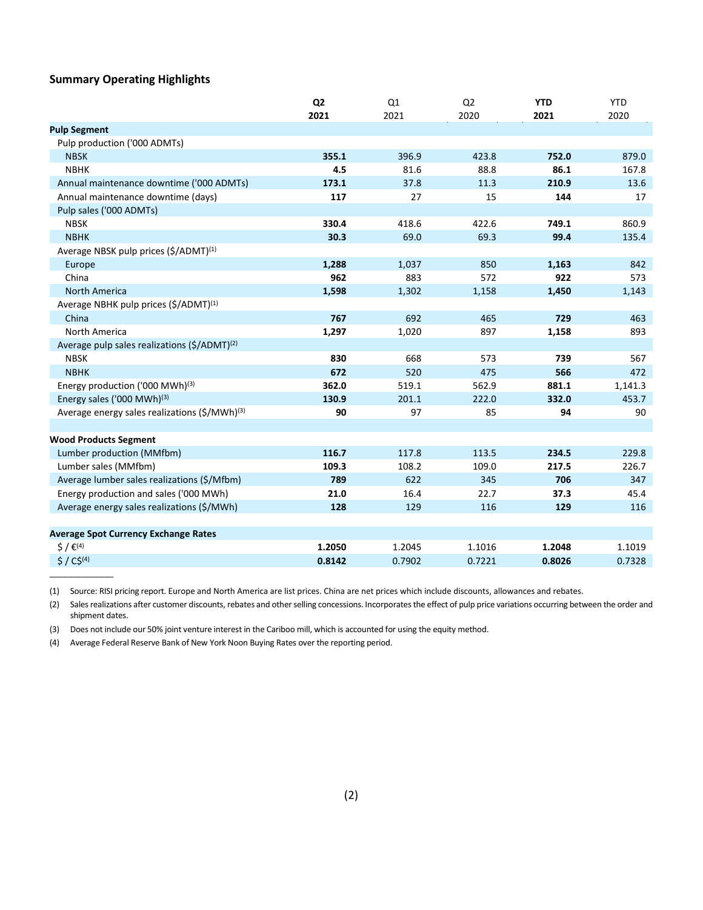### Summary Operating Highlights

| | **Q2 2021** | Q1 2021 | Q2 2020 | **YTD 2021** | YTD 2020 |
|---|---|---|---|---|---|
| **Pulp Segment** | | | | | |
| Pulp production ('000 ADMTs) | | | | | |
| NBSK | **355.1** | 396.9 | 423.8 | **752.0** | 879.0 |
| NBHK | **4.5** | 81.6 | 88.8 | **86.1** | 167.8 |
| Annual maintenance downtime ('000 ADMTs) | **173.1** | 37.8 | 11.3 | **210.9** | 13.6 |
| Annual maintenance downtime (days) | **117** | 27 | 15 | **144** | 17 |
| Pulp sales ('000 ADMTs) | | | | | |
| NBSK | **330.4** | 418.6 | 422.6 | **749.1** | 860.9 |
| NBHK | **30.3** | 69.0 | 69.3 | **99.4** | 135.4 |
| Average NBSK pulp prices ($/ADMT)(1) | | | | | |
| Europe | **1,288** | 1,037 | 850 | **1,163** | 842 |
| China | **962** | 883 | 572 | **922** | 573 |
| North America | **1,598** | 1,302 | 1,158 | **1,450** | 1,143 |
| Average NBHK pulp prices ($/ADMT)(1) | | | | | |
| China | **767** | 692 | 465 | **729** | 463 |
| North America | **1,297** | 1,020 | 897 | **1,158** | 893 |
| Average pulp sales realizations ($/ADMT)(2) | | | | | |
| NBSK | **830** | 668 | 573 | **739** | 567 |
| NBHK | **672** | 520 | 475 | **566** | 472 |
| Energy production ('000 MWh)(3) | **362.0** | 519.1 | 562.9 | **881.1** | 1,141.3 |
| Energy sales ('000 MWh)(3) | **130.9** | 201.1 | 222.0 | **332.0** | 453.7 |
| Average energy sales realizations ($/MWh)(3) | **90** | 97 | 85 | **94** | 90 |
| | | | | | |
| **Wood Products Segment** | | | | | |
| Lumber production (MMfbm) | **116.7** | 117.8 | 113.5 | **234.5** | 229.8 |
| Lumber sales (MMfbm) | **109.3** | 108.2 | 109.0 | **217.5** | 226.7 |
| Average lumber sales realizations ($/Mfbm) | **789** | 622 | 345 | **706** | 347 |
| Energy production and sales ('000 MWh) | **21.0** | 16.4 | 22.7 | **37.3** | 45.4 |
| Average energy sales realizations ($/MWh) | **128** | 129 | 116 | **129** | 116 |
| | | | | | |
| **Average Spot Currency Exchange Rates** | | | | | |
| $ / €(4) | **1.2050** | 1.2045 | 1.1016 | **1.2048** | 1.1019 |
| $ / C$(4) | **0.8142** | 0.7902 | 0.7221 | **0.8026** | 0.7328 |

---

(1) Source: RISI pricing report. Europe and North America are list prices. China are net prices which include discounts, allowances and rebates.

(2) Sales realizations after customer discounts, rebates and other selling concessions. Incorporates the effect of pulp price variations occurring between the order and shipment dates.

(3) Does not include our 50% joint venture interest in the Cariboo mill, which is accounted for using the equity method.

(4) Average Federal Reserve Bank of New York Noon Buying Rates over the reporting period.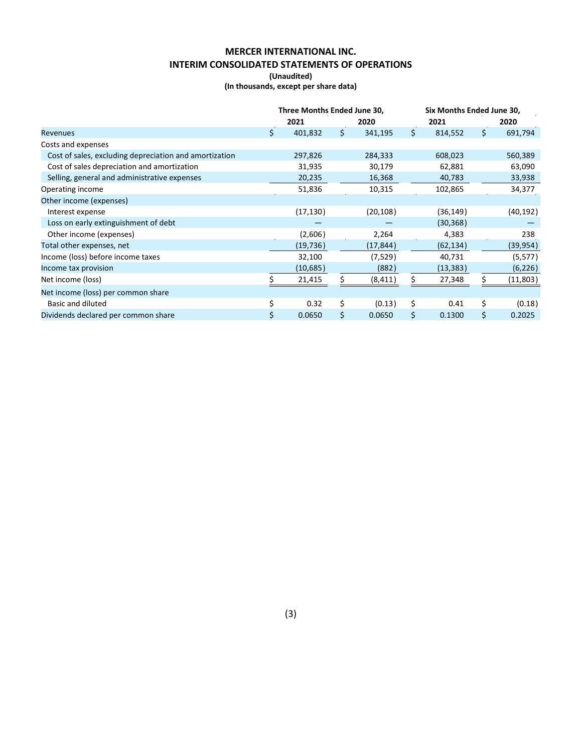# MERCER INTERNATIONAL INC.

## INTERIM CONSOLIDATED STATEMENTS OF OPERATIONS

**(Unaudited)**

**(In thousands, except per share data)**

| | Three Months Ended June 30, | | Six Months Ended June 30, | |
|---|---|---|---|---|
| | 2021 | 2020 | 2021 | 2020 |
| Revenues | $ 401,832 | $ 341,195 | $ 814,552 | $ 691,794 |
| Costs and expenses | | | | |
| Cost of sales, excluding depreciation and amortization | 297,826 | 284,333 | 608,023 | 560,389 |
| Cost of sales depreciation and amortization | 31,935 | 30,179 | 62,881 | 63,090 |
| Selling, general and administrative expenses | 20,235 | 16,368 | 40,783 | 33,938 |
| Operating income | 51,836 | 10,315 | 102,865 | 34,377 |
| Other income (expenses) | | | | |
| Interest expense | (17,130) | (20,108) | (36,149) | (40,192) |
| Loss on early extinguishment of debt | — | — | (30,368) | — |
| Other income (expenses) | (2,606) | 2,264 | 4,383 | 238 |
| Total other expenses, net | (19,736) | (17,844) | (62,134) | (39,954) |
| Income (loss) before income taxes | 32,100 | (7,529) | 40,731 | (5,577) |
| Income tax provision | (10,685) | (882) | (13,383) | (6,226) |
| Net income (loss) | $ 21,415 | $ (8,411) | $ 27,348 | $ (11,803) |
| Net income (loss) per common share | | | | |
| Basic and diluted | $ 0.32 | $ (0.13) | $ 0.41 | $ (0.18) |
| Dividends declared per common share | $ 0.0650 | $ 0.0650 | $ 0.1300 | $ 0.2025 |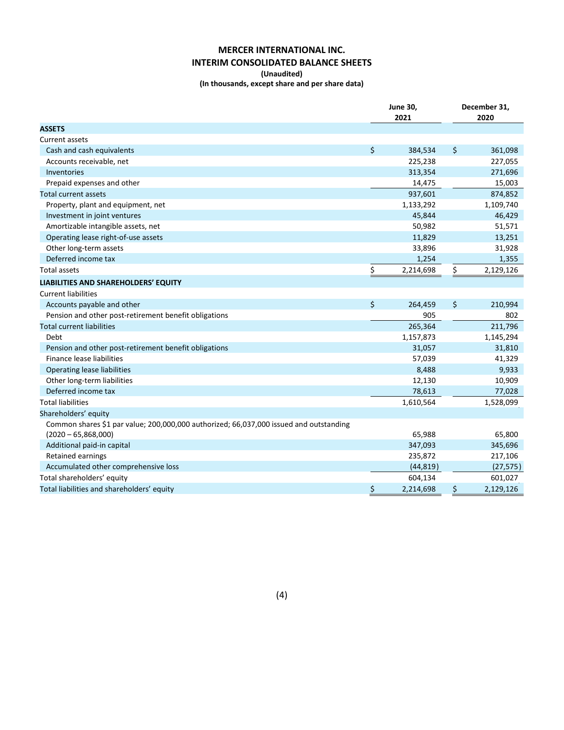# MERCER INTERNATIONAL INC.

## INTERIM CONSOLIDATED BALANCE SHEETS

**(Unaudited)**

**(In thousands, except share and per share data)**

| | June 30, 2021 | December 31, 2020 |
|---|---|---|
| **ASSETS** | | |
| Current assets | | |
| Cash and cash equivalents | $ 384,534 | $ 361,098 |
| Accounts receivable, net | 225,238 | 227,055 |
| Inventories | 313,354 | 271,696 |
| Prepaid expenses and other | 14,475 | 15,003 |
| Total current assets | 937,601 | 874,852 |
| Property, plant and equipment, net | 1,133,292 | 1,109,740 |
| Investment in joint ventures | 45,844 | 46,429 |
| Amortizable intangible assets, net | 50,982 | 51,571 |
| Operating lease right-of-use assets | 11,829 | 13,251 |
| Other long-term assets | 33,896 | 31,928 |
| Deferred income tax | 1,254 | 1,355 |
| Total assets | $ 2,214,698 | $ 2,129,126 |
| **LIABILITIES AND SHAREHOLDERS' EQUITY** | | |
| Current liabilities | | |
| Accounts payable and other | $ 264,459 | $ 210,994 |
| Pension and other post-retirement benefit obligations | 905 | 802 |
| Total current liabilities | 265,364 | 211,796 |
| Debt | 1,157,873 | 1,145,294 |
| Pension and other post-retirement benefit obligations | 31,057 | 31,810 |
| Finance lease liabilities | 57,039 | 41,329 |
| Operating lease liabilities | 8,488 | 9,933 |
| Other long-term liabilities | 12,130 | 10,909 |
| Deferred income tax | 78,613 | 77,028 |
| Total liabilities | 1,610,564 | 1,528,099 |
| Shareholders' equity | | |
| Common shares $1 par value; 200,000,000 authorized; 66,037,000 issued and outstanding (2020 – 65,868,000) | 65,988 | 65,800 |
| Additional paid-in capital | 347,093 | 345,696 |
| Retained earnings | 235,872 | 217,106 |
| Accumulated other comprehensive loss | (44,819) | (27,575) |
| Total shareholders' equity | 604,134 | 601,027 |
| Total liabilities and shareholders' equity | $ 2,214,698 | $ 2,129,126 |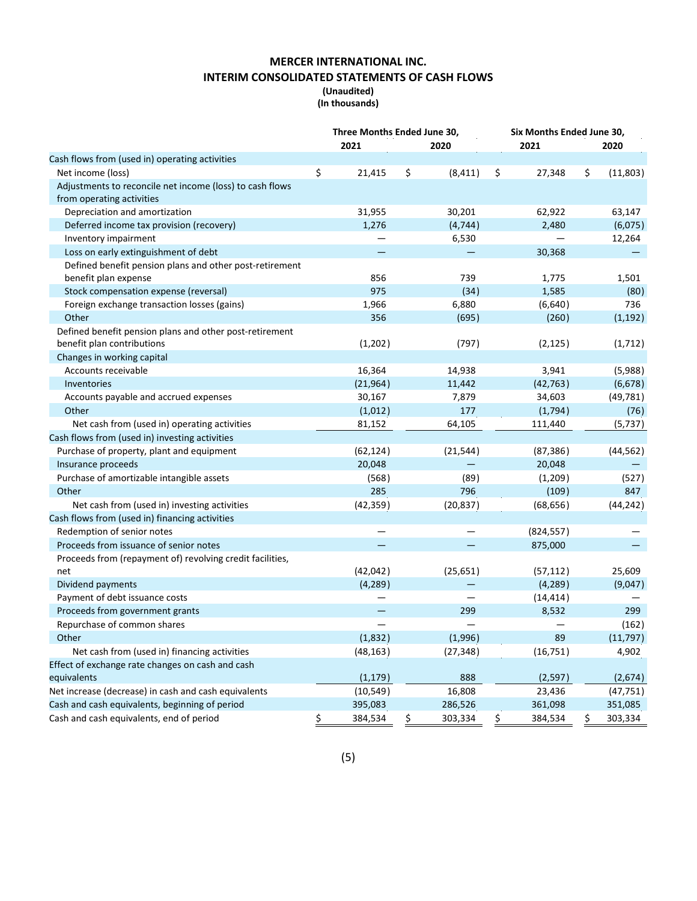# MERCER INTERNATIONAL INC.
## INTERIM CONSOLIDATED STATEMENTS OF CASH FLOWS
**(Unaudited)**
**(In thousands)**

| | Three Months Ended June 30, | | Six Months Ended June 30, | |
|---|---|---|---|---|
| | **2021** | **2020** | **2021** | **2020** |
| Cash flows from (used in) operating activities | | | | |
| Net income (loss) | $ 21,415 | $ (8,411) | $ 27,348 | $ (11,803) |
| Adjustments to reconcile net income (loss) to cash flows from operating activities | | | | |
| Depreciation and amortization | 31,955 | 30,201 | 62,922 | 63,147 |
| Deferred income tax provision (recovery) | 1,276 | (4,744) | 2,480 | (6,075) |
| Inventory impairment | — | 6,530 | — | 12,264 |
| Loss on early extinguishment of debt | — | — | 30,368 | — |
| Defined benefit pension plans and other post-retirement benefit plan expense | 856 | 739 | 1,775 | 1,501 |
| Stock compensation expense (reversal) | 975 | (34) | 1,585 | (80) |
| Foreign exchange transaction losses (gains) | 1,966 | 6,880 | (6,640) | 736 |
| Other | 356 | (695) | (260) | (1,192) |
| Defined benefit pension plans and other post-retirement benefit plan contributions | (1,202) | (797) | (2,125) | (1,712) |
| Changes in working capital | | | | |
| Accounts receivable | 16,364 | 14,938 | 3,941 | (5,988) |
| Inventories | (21,964) | 11,442 | (42,763) | (6,678) |
| Accounts payable and accrued expenses | 30,167 | 7,879 | 34,603 | (49,781) |
| Other | (1,012) | 177 | (1,794) | (76) |
| Net cash from (used in) operating activities | 81,152 | 64,105 | 111,440 | (5,737) |
| Cash flows from (used in) investing activities | | | | |
| Purchase of property, plant and equipment | (62,124) | (21,544) | (87,386) | (44,562) |
| Insurance proceeds | 20,048 | — | 20,048 | — |
| Purchase of amortizable intangible assets | (568) | (89) | (1,209) | (527) |
| Other | 285 | 796 | (109) | 847 |
| Net cash from (used in) investing activities | (42,359) | (20,837) | (68,656) | (44,242) |
| Cash flows from (used in) financing activities | | | | |
| Redemption of senior notes | — | — | (824,557) | — |
| Proceeds from issuance of senior notes | — | — | 875,000 | — |
| Proceeds from (repayment of) revolving credit facilities, net | (42,042) | (25,651) | (57,112) | 25,609 |
| Dividend payments | (4,289) | — | (4,289) | (9,047) |
| Payment of debt issuance costs | — | — | (14,414) | — |
| Proceeds from government grants | — | 299 | 8,532 | 299 |
| Repurchase of common shares | — | — | — | (162) |
| Other | (1,832) | (1,996) | 89 | (11,797) |
| Net cash from (used in) financing activities | (48,163) | (27,348) | (16,751) | 4,902 |
| Effect of exchange rate changes on cash and cash equivalents | (1,179) | 888 | (2,597) | (2,674) |
| Net increase (decrease) in cash and cash equivalents | (10,549) | 16,808 | 23,436 | (47,751) |
| Cash and cash equivalents, beginning of period | 395,083 | 286,526 | 361,098 | 351,085 |
| Cash and cash equivalents, end of period | $ 384,534 | $ 303,334 | $ 384,534 | $ 303,334 |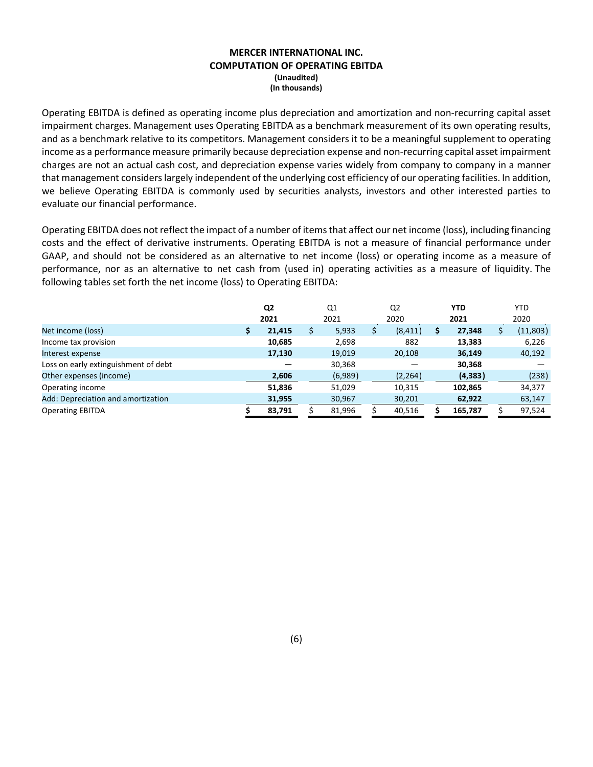**MERCER INTERNATIONAL INC.**
**COMPUTATION OF OPERATING EBITDA**
**(Unaudited)**
**(In thousands)**

Operating EBITDA is defined as operating income plus depreciation and amortization and non-recurring capital asset impairment charges. Management uses Operating EBITDA as a benchmark measurement of its own operating results, and as a benchmark relative to its competitors. Management considers it to be a meaningful supplement to operating income as a performance measure primarily because depreciation expense and non-recurring capital asset impairment charges are not an actual cash cost, and depreciation expense varies widely from company to company in a manner that management considers largely independent of the underlying cost efficiency of our operating facilities. In addition, we believe Operating EBITDA is commonly used by securities analysts, investors and other interested parties to evaluate our financial performance.

Operating EBITDA does not reflect the impact of a number of items that affect our net income (loss), including financing costs and the effect of derivative instruments. Operating EBITDA is not a measure of financial performance under GAAP, and should not be considered as an alternative to net income (loss) or operating income as a measure of performance, nor as an alternative to net cash from (used in) operating activities as a measure of liquidity. The following tables set forth the net income (loss) to Operating EBITDA:

| | **Q2 2021** | Q1 2021 | Q2 2020 | **YTD 2021** | YTD 2020 |
|---|---|---|---|---|---|
| Net income (loss) | **$ 21,415** | $ 5,933 | $ (8,411) | **$ 27,348** | $ (11,803) |
| Income tax provision | **10,685** | 2,698 | 882 | **13,383** | 6,226 |
| Interest expense | **17,130** | 19,019 | 20,108 | **36,149** | 40,192 |
| Loss on early extinguishment of debt | **—** | 30,368 | — | **30,368** | — |
| Other expenses (income) | **2,606** | (6,989) | (2,264) | **(4,383)** | (238) |
| Operating income | **51,836** | 51,029 | 10,315 | **102,865** | 34,377 |
| Add: Depreciation and amortization | **31,955** | 30,967 | 30,201 | **62,922** | 63,147 |
| Operating EBITDA | **$ 83,791** | $ 81,996 | $ 40,516 | **$ 165,787** | $ 97,524 |